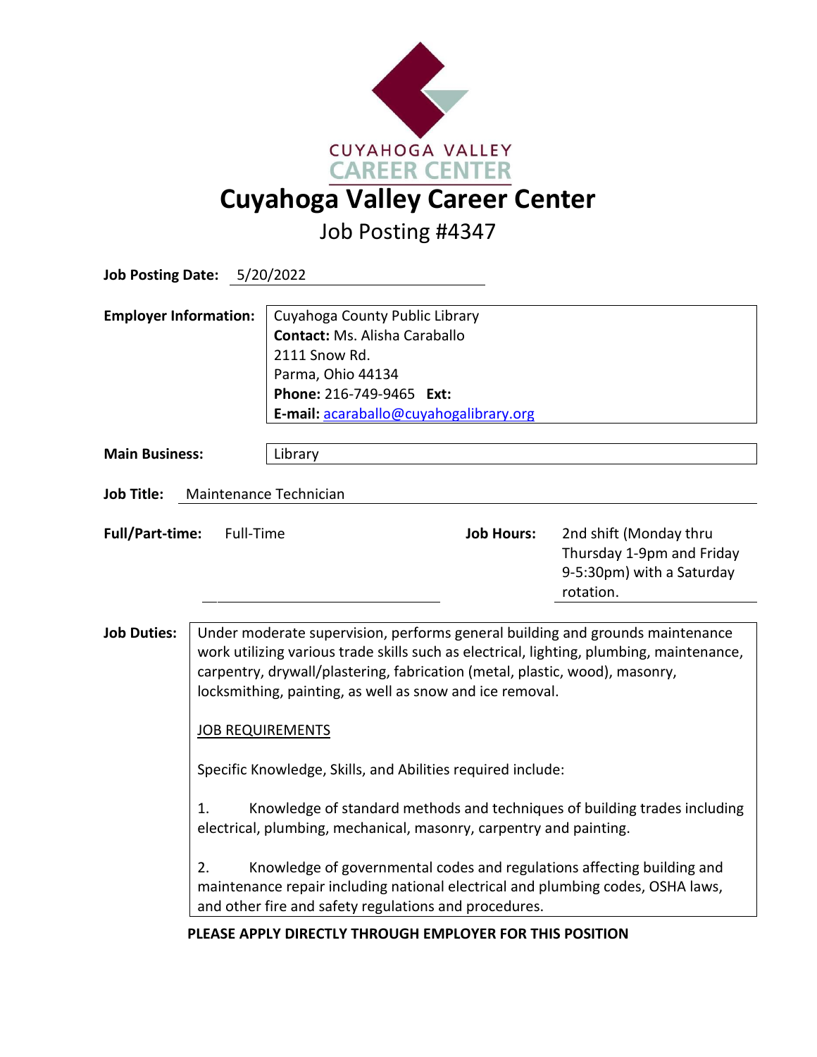CUYAHOGA VALLEY
CAREER CENTER

# Cuyahoga Valley Career Center

## Job Posting #4347

**Job Posting Date:** 5/20/2022

**Employer Information:**
Cuyahoga County Public Library
**Contact:** Ms. Alisha Caraballo
2111 Snow Rd.
Parma, Ohio 44134
**Phone:** 216-749-9465 **Ext:**
**E-mail:** acaraballo@cuyahogalibrary.org

**Main Business:** Library

**Job Title:** Maintenance Technician

**Full/Part-time:** Full-Time

**Job Hours:** 2nd shift (Monday thru Thursday 1-9pm and Friday 9-5:30pm) with a Saturday rotation.

**Job Duties:** Under moderate supervision, performs general building and grounds maintenance work utilizing various trade skills such as electrical, lighting, plumbing, maintenance, carpentry, drywall/plastering, fabrication (metal, plastic, wood), masonry, locksmithing, painting, as well as snow and ice removal.

JOB REQUIREMENTS

Specific Knowledge, Skills, and Abilities required include:

1. Knowledge of standard methods and techniques of building trades including electrical, plumbing, mechanical, masonry, carpentry and painting.

2. Knowledge of governmental codes and regulations affecting building and maintenance repair including national electrical and plumbing codes, OSHA laws, and other fire and safety regulations and procedures.

**PLEASE APPLY DIRECTLY THROUGH EMPLOYER FOR THIS POSITION**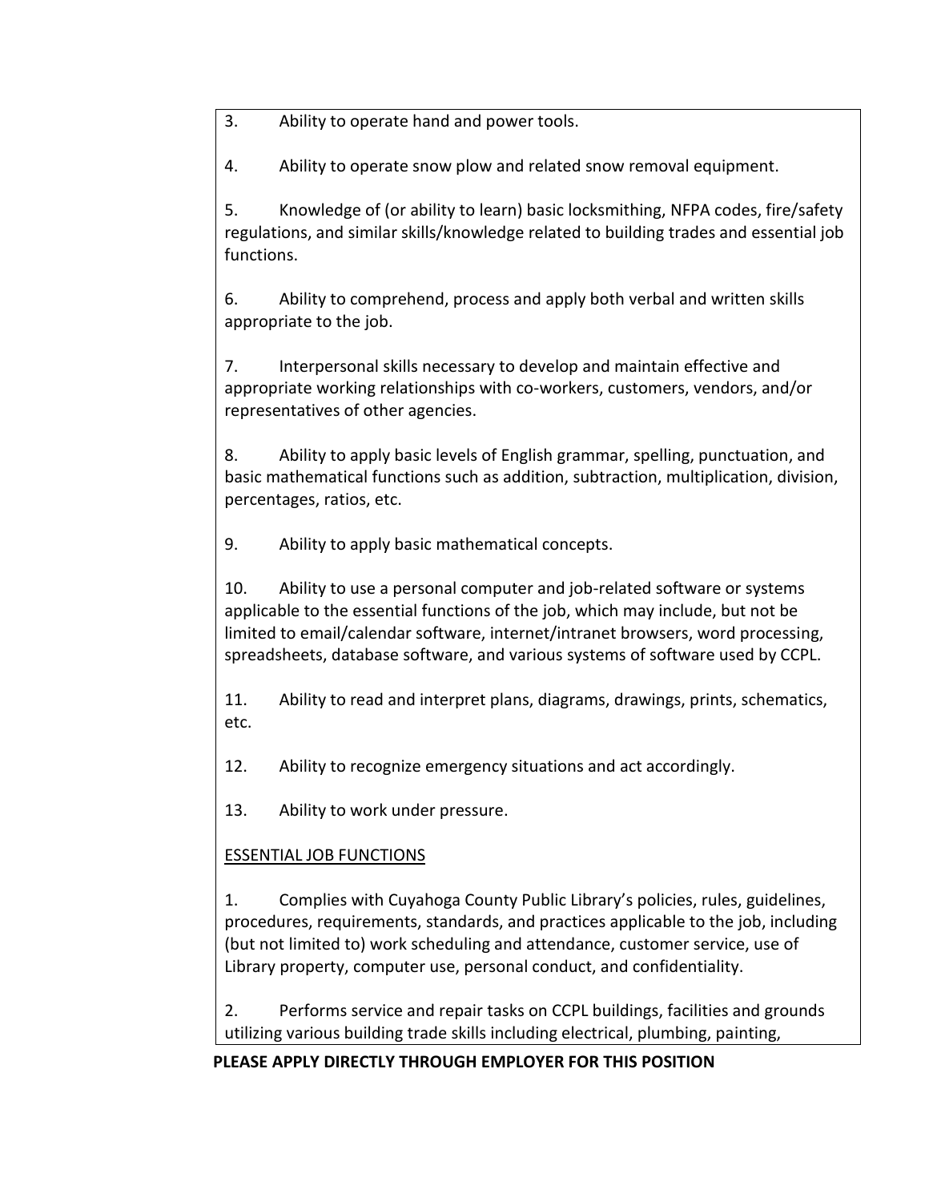3. Ability to operate hand and power tools.

4. Ability to operate snow plow and related snow removal equipment.

5. Knowledge of (or ability to learn) basic locksmithing, NFPA codes, fire/safety regulations, and similar skills/knowledge related to building trades and essential job functions.

6. Ability to comprehend, process and apply both verbal and written skills appropriate to the job.

7. Interpersonal skills necessary to develop and maintain effective and appropriate working relationships with co-workers, customers, vendors, and/or representatives of other agencies.

8. Ability to apply basic levels of English grammar, spelling, punctuation, and basic mathematical functions such as addition, subtraction, multiplication, division, percentages, ratios, etc.

9. Ability to apply basic mathematical concepts.

10. Ability to use a personal computer and job-related software or systems applicable to the essential functions of the job, which may include, but not be limited to email/calendar software, internet/intranet browsers, word processing, spreadsheets, database software, and various systems of software used by CCPL.

11. Ability to read and interpret plans, diagrams, drawings, prints, schematics, etc.

12. Ability to recognize emergency situations and act accordingly.

13. Ability to work under pressure.

<u>ESSENTIAL JOB FUNCTIONS</u>

1. Complies with Cuyahoga County Public Library's policies, rules, guidelines, procedures, requirements, standards, and practices applicable to the job, including (but not limited to) work scheduling and attendance, customer service, use of Library property, computer use, personal conduct, and confidentiality.

2. Performs service and repair tasks on CCPL buildings, facilities and grounds utilizing various building trade skills including electrical, plumbing, painting,

**PLEASE APPLY DIRECTLY THROUGH EMPLOYER FOR THIS POSITION**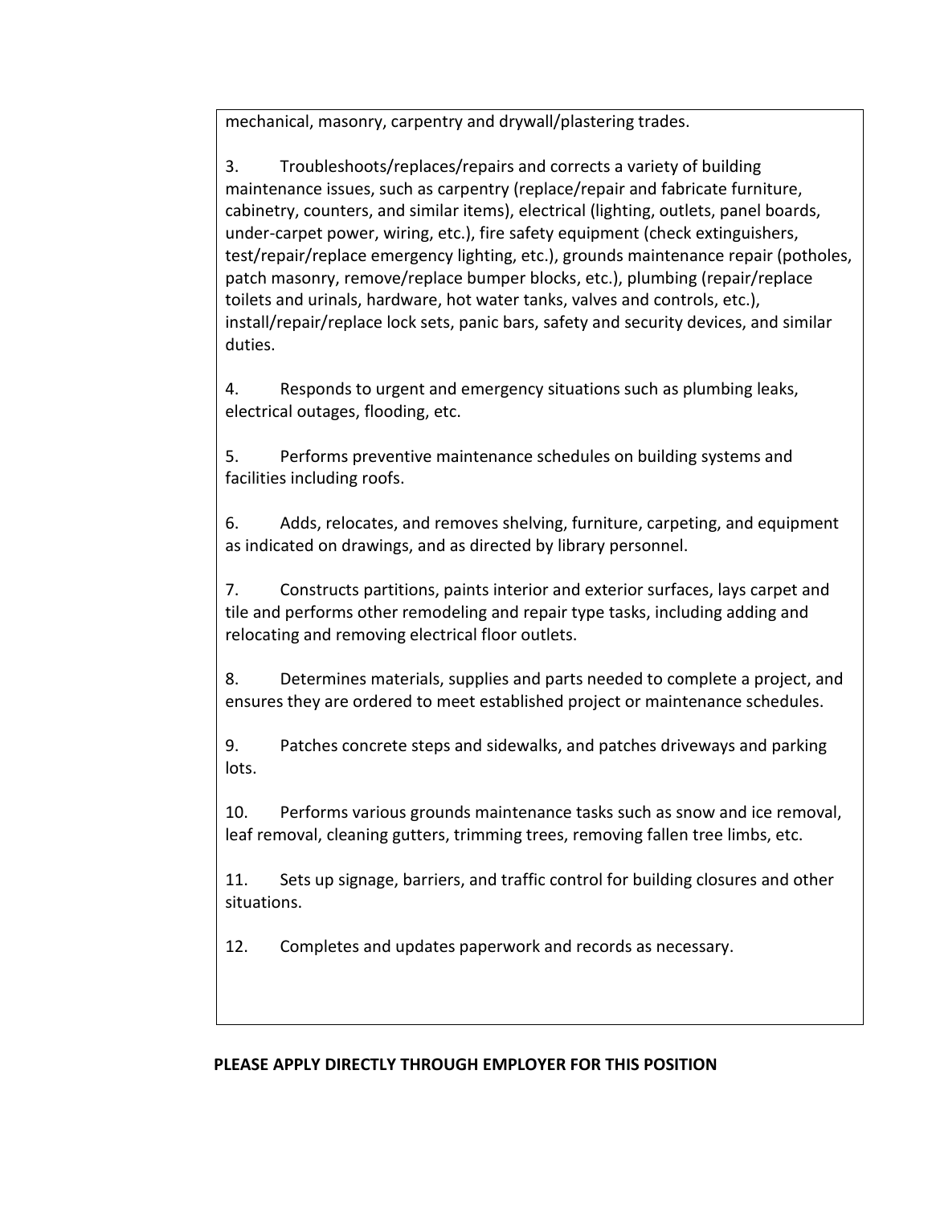mechanical, masonry, carpentry and drywall/plastering trades.

3. Troubleshoots/replaces/repairs and corrects a variety of building maintenance issues, such as carpentry (replace/repair and fabricate furniture, cabinetry, counters, and similar items), electrical (lighting, outlets, panel boards, under-carpet power, wiring, etc.), fire safety equipment (check extinguishers, test/repair/replace emergency lighting, etc.), grounds maintenance repair (potholes, patch masonry, remove/replace bumper blocks, etc.), plumbing (repair/replace toilets and urinals, hardware, hot water tanks, valves and controls, etc.), install/repair/replace lock sets, panic bars, safety and security devices, and similar duties.

4. Responds to urgent and emergency situations such as plumbing leaks, electrical outages, flooding, etc.

5. Performs preventive maintenance schedules on building systems and facilities including roofs.

6. Adds, relocates, and removes shelving, furniture, carpeting, and equipment as indicated on drawings, and as directed by library personnel.

7. Constructs partitions, paints interior and exterior surfaces, lays carpet and tile and performs other remodeling and repair type tasks, including adding and relocating and removing electrical floor outlets.

8. Determines materials, supplies and parts needed to complete a project, and ensures they are ordered to meet established project or maintenance schedules.

9. Patches concrete steps and sidewalks, and patches driveways and parking lots.

10. Performs various grounds maintenance tasks such as snow and ice removal, leaf removal, cleaning gutters, trimming trees, removing fallen tree limbs, etc.

11. Sets up signage, barriers, and traffic control for building closures and other situations.

12. Completes and updates paperwork and records as necessary.

**PLEASE APPLY DIRECTLY THROUGH EMPLOYER FOR THIS POSITION**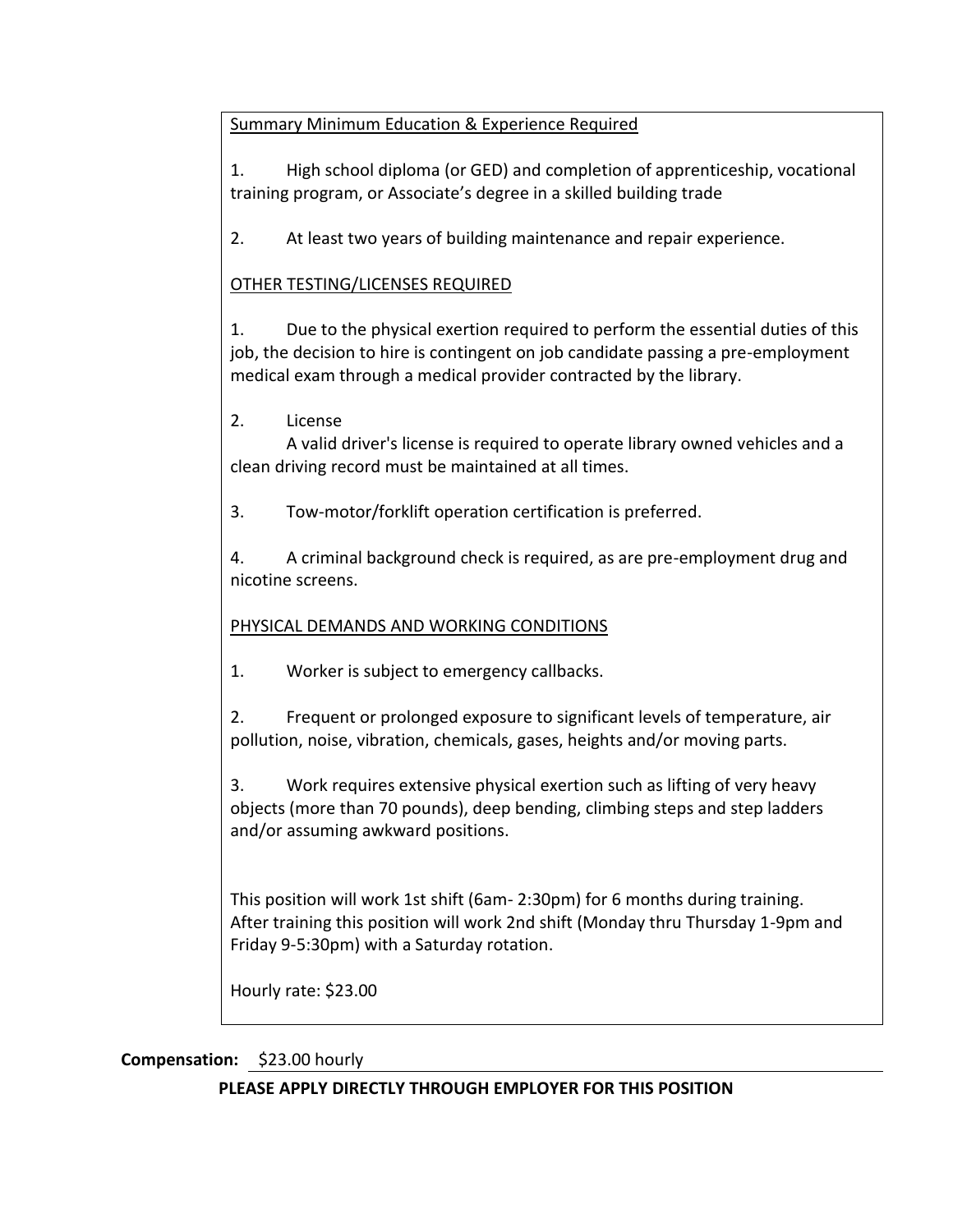Summary Minimum Education & Experience Required

1. High school diploma (or GED) and completion of apprenticeship, vocational training program, or Associate's degree in a skilled building trade

2. At least two years of building maintenance and repair experience.

OTHER TESTING/LICENSES REQUIRED

1. Due to the physical exertion required to perform the essential duties of this job, the decision to hire is contingent on job candidate passing a pre-employment medical exam through a medical provider contracted by the library.

2. License
   A valid driver's license is required to operate library owned vehicles and a clean driving record must be maintained at all times.

3. Tow-motor/forklift operation certification is preferred.

4. A criminal background check is required, as are pre-employment drug and nicotine screens.

PHYSICAL DEMANDS AND WORKING CONDITIONS

1. Worker is subject to emergency callbacks.

2. Frequent or prolonged exposure to significant levels of temperature, air pollution, noise, vibration, chemicals, gases, heights and/or moving parts.

3. Work requires extensive physical exertion such as lifting of very heavy objects (more than 70 pounds), deep bending, climbing steps and step ladders and/or assuming awkward positions.

This position will work 1st shift (6am- 2:30pm) for 6 months during training. After training this position will work 2nd shift (Monday thru Thursday 1-9pm and Friday 9-5:30pm) with a Saturday rotation.

Hourly rate: $23.00

**Compensation:** $23.00 hourly

**PLEASE APPLY DIRECTLY THROUGH EMPLOYER FOR THIS POSITION**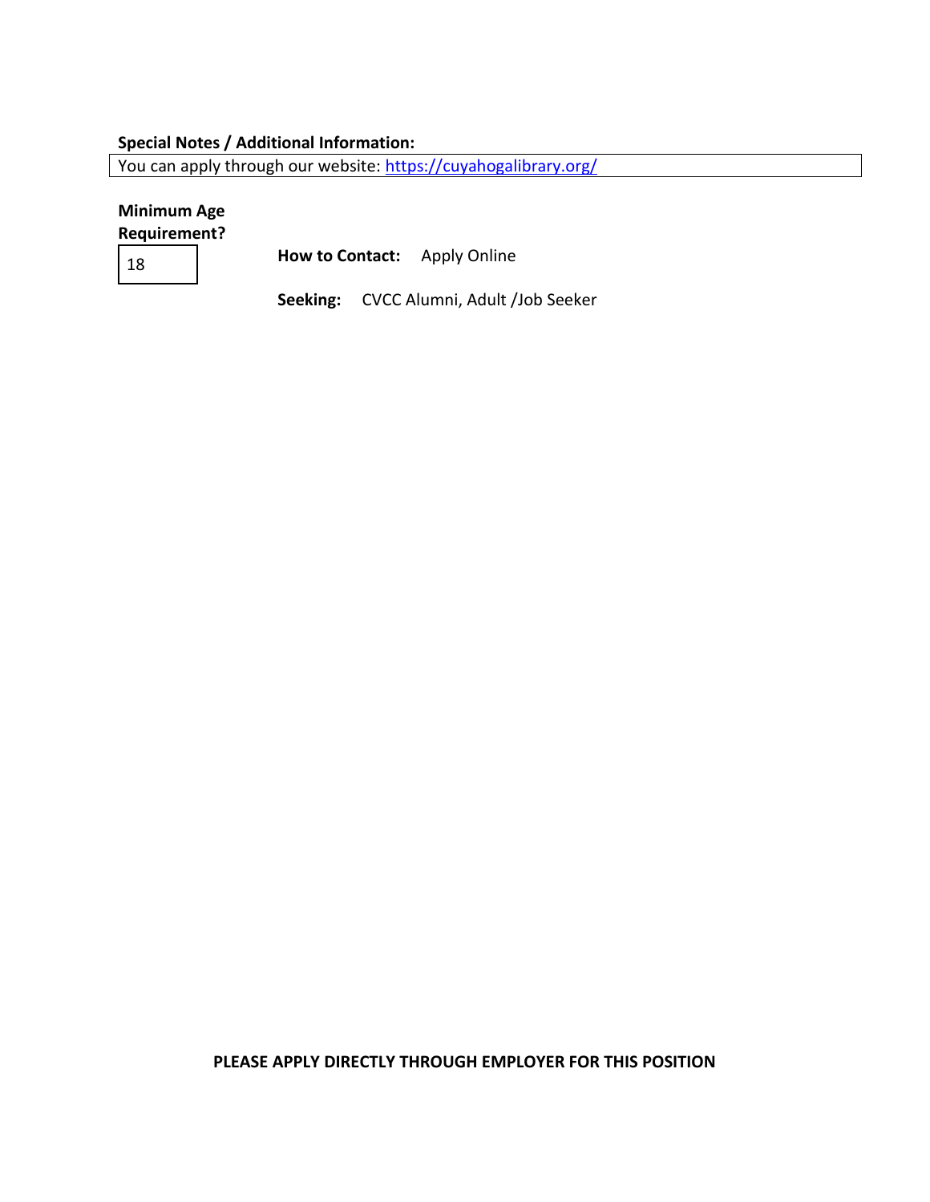**Special Notes / Additional Information:**

You can apply through our website: https://cuyahogalibrary.org/

**Minimum Age Requirement?**

18

**How to Contact:** Apply Online

**Seeking:** CVCC Alumni, Adult /Job Seeker

**PLEASE APPLY DIRECTLY THROUGH EMPLOYER FOR THIS POSITION**